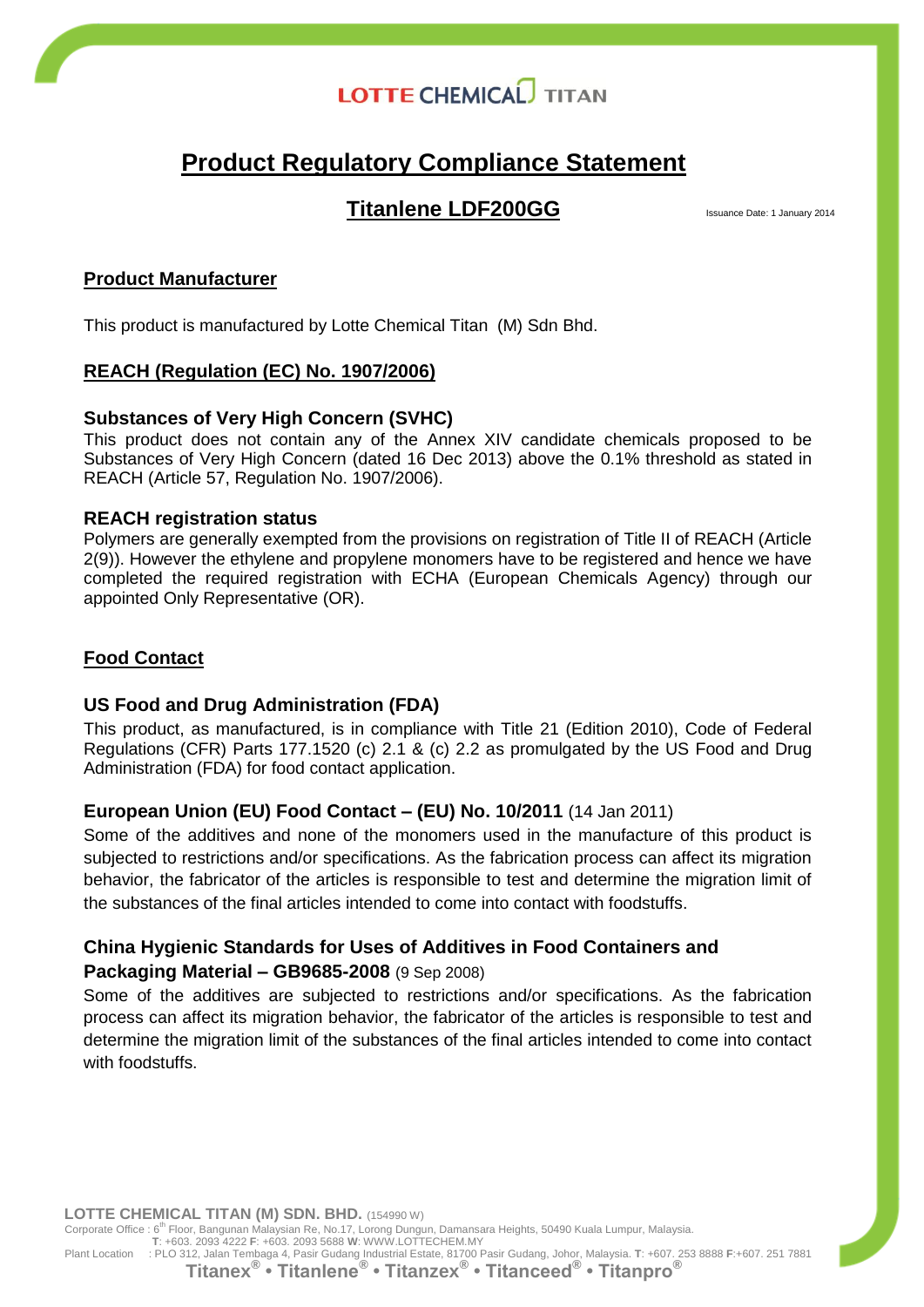LOTTE CHEMICAL TITAN

# Product Regulatory Compliance Statement

## Titanlene LDF200GG

Issuance Date: 1 January 2014

### Product Manufacturer

This product is manufactured by Lotte Chemical Titan (M) Sdn Bhd.

### REACH (Regulation (EC) No. 1907/2006)

**Substances of Very High Concern (SVHC)**

This product does not contain any of the Annex XIV candidate chemicals proposed to be Substances of Very High Concern (dated 16 Dec 2013) above the 0.1% threshold as stated in REACH (Article 57, Regulation No. 1907/2006).

**REACH registration status**

Polymers are generally exempted from the provisions on registration of Title II of REACH (Article 2(9)). However the ethylene and propylene monomers have to be registered and hence we have completed the required registration with ECHA (European Chemicals Agency) through our appointed Only Representative (OR).

### Food Contact

**US Food and Drug Administration (FDA)**

This product, as manufactured, is in compliance with Title 21 (Edition 2010), Code of Federal Regulations (CFR) Parts 177.1520 (c) 2.1 & (c) 2.2 as promulgated by the US Food and Drug Administration (FDA) for food contact application.

**European Union (EU) Food Contact – (EU) No. 10/2011** (14 Jan 2011)

Some of the additives and none of the monomers used in the manufacture of this product is subjected to restrictions and/or specifications. As the fabrication process can affect its migration behavior, the fabricator of the articles is responsible to test and determine the migration limit of the substances of the final articles intended to come into contact with foodstuffs.

**China Hygienic Standards for Uses of Additives in Food Containers and Packaging Material – GB9685-2008** (9 Sep 2008)

Some of the additives are subjected to restrictions and/or specifications. As the fabrication process can affect its migration behavior, the fabricator of the articles is responsible to test and determine the migration limit of the substances of the final articles intended to come into contact with foodstuffs.

**LOTTE CHEMICAL TITAN (M) SDN. BHD.** (154990 W)
Corporate Office : 6th Floor, Bangunan Malaysian Re, No.17, Lorong Dungun, Damansara Heights, 50490 Kuala Lumpur, Malaysia.
**T**: +603. 2093 4222 **F**: +603. 2093 5688 **W**: WWW.LOTTECHEM.MY
Plant Location : PLO 312, Jalan Tembaga 4, Pasir Gudang Industrial Estate, 81700 Pasir Gudang, Johor, Malaysia. **T**: +607. 253 8888 **F**:+607. 251 7881

**Titanex® • Titanlene® • Titanzex® • Titanceed® • Titanpro®**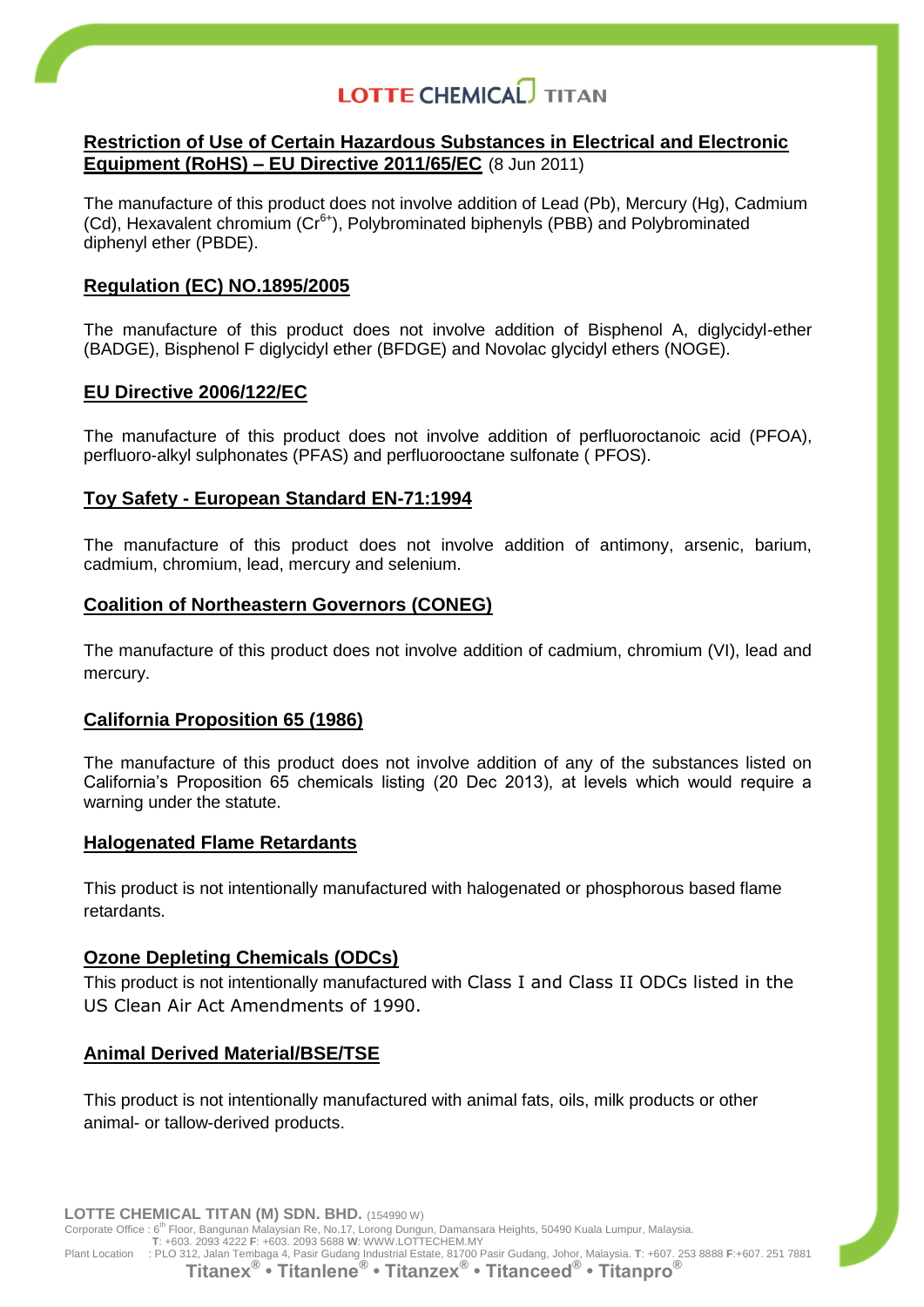## Restriction of Use of Certain Hazardous Substances in Electrical and Electronic Equipment (RoHS) – EU Directive 2011/65/EC (8 Jun 2011)

The manufacture of this product does not involve addition of Lead (Pb), Mercury (Hg), Cadmium (Cd), Hexavalent chromium ($Cr^{6+}$), Polybrominated biphenyls (PBB) and Polybrominated diphenyl ether (PBDE).

## Regulation (EC) NO.1895/2005

The manufacture of this product does not involve addition of Bisphenol A, diglycidyl-ether (BADGE), Bisphenol F diglycidyl ether (BFDGE) and Novolac glycidyl ethers (NOGE).

## EU Directive 2006/122/EC

The manufacture of this product does not involve addition of perfluoroctanoic acid (PFOA), perfluoro-alkyl sulphonates (PFAS) and perfluorooctane sulfonate ( PFOS).

## Toy Safety - European Standard EN-71:1994

The manufacture of this product does not involve addition of antimony, arsenic, barium, cadmium, chromium, lead, mercury and selenium.

## Coalition of Northeastern Governors (CONEG)

The manufacture of this product does not involve addition of cadmium, chromium (VI), lead and mercury.

## California Proposition 65 (1986)

The manufacture of this product does not involve addition of any of the substances listed on California's Proposition 65 chemicals listing (20 Dec 2013), at levels which would require a warning under the statute.

## Halogenated Flame Retardants

This product is not intentionally manufactured with halogenated or phosphorous based flame retardants.

## Ozone Depleting Chemicals (ODCs)

This product is not intentionally manufactured with Class I and Class II ODCs listed in the US Clean Air Act Amendments of 1990.

## Animal Derived Material/BSE/TSE

This product is not intentionally manufactured with animal fats, oils, milk products or other animal- or tallow-derived products.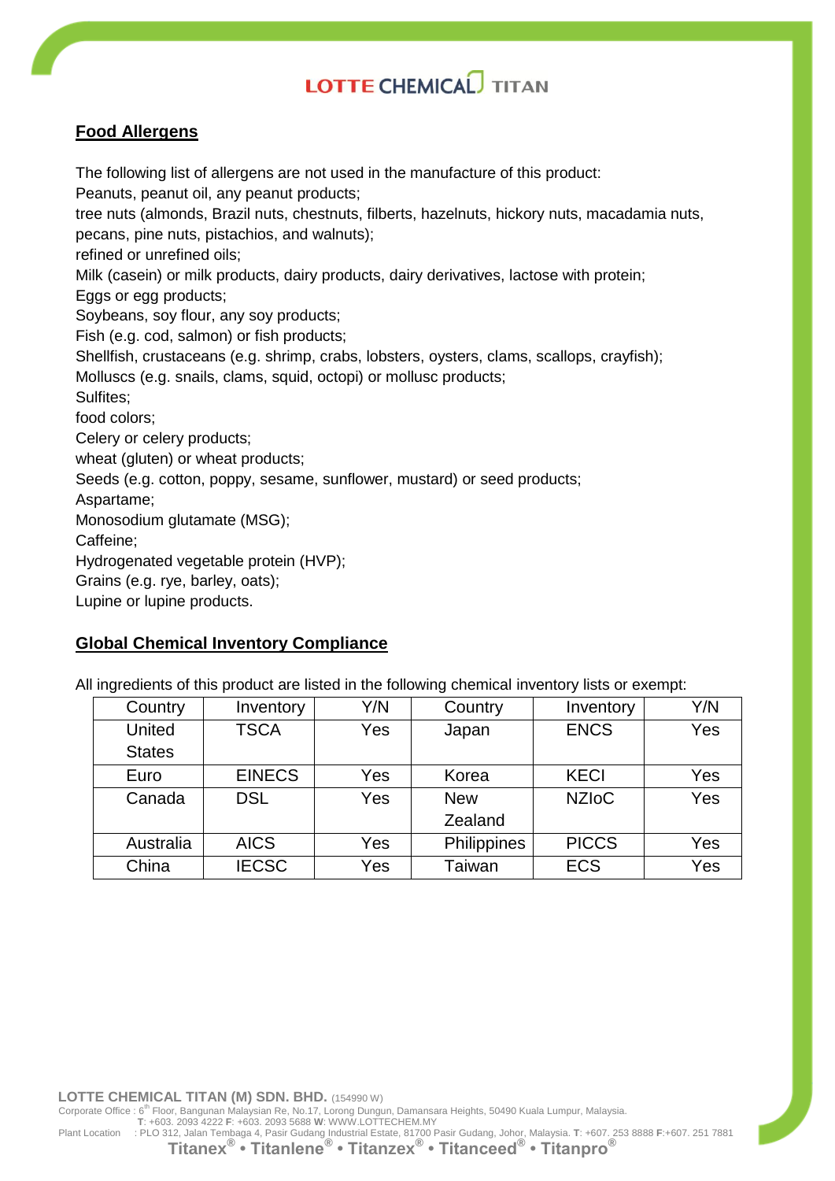## Food Allergens

The following list of allergens are not used in the manufacture of this product:

Peanuts, peanut oil, any peanut products;

tree nuts (almonds, Brazil nuts, chestnuts, filberts, hazelnuts, hickory nuts, macadamia nuts, pecans, pine nuts, pistachios, and walnuts);

refined or unrefined oils;

Milk (casein) or milk products, dairy products, dairy derivatives, lactose with protein;

Eggs or egg products;

Soybeans, soy flour, any soy products;

Fish (e.g. cod, salmon) or fish products;

Shellfish, crustaceans (e.g. shrimp, crabs, lobsters, oysters, clams, scallops, crayfish);

Molluscs (e.g. snails, clams, squid, octopi) or mollusc products;

Sulfites;

food colors;

Celery or celery products;

wheat (gluten) or wheat products;

Seeds (e.g. cotton, poppy, sesame, sunflower, mustard) or seed products;

Aspartame;

Monosodium glutamate (MSG);

Caffeine;

Hydrogenated vegetable protein (HVP);

Grains (e.g. rye, barley, oats);

Lupine or lupine products.

## Global Chemical Inventory Compliance

All ingredients of this product are listed in the following chemical inventory lists or exempt:

| Country | Inventory | Y/N | Country | Inventory | Y/N |
|---|---|---|---|---|---|
| United States | TSCA | Yes | Japan | ENCS | Yes |
| Euro | EINECS | Yes | Korea | KECI | Yes |
| Canada | DSL | Yes | New Zealand | NZIoC | Yes |
| Australia | AICS | Yes | Philippines | PICCS | Yes |
| China | IECSC | Yes | Taiwan | ECS | Yes |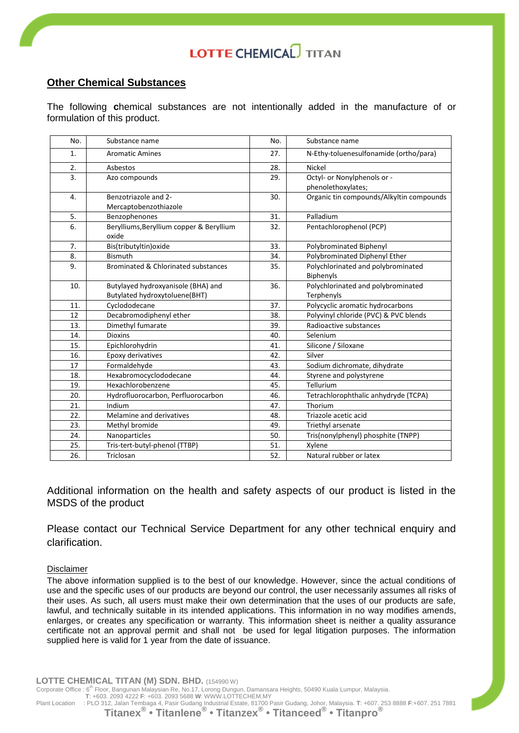## Other Chemical Substances

The following chemical substances are not intentionally added in the manufacture of or formulation of this product.

| No. | Substance name | No. | Substance name |
|---|---|---|---|
| 1. | Aromatic Amines | 27. | N-Ethy-toluenesulfonamide (ortho/para) |
| 2. | Asbestos | 28. | Nickel |
| 3. | Azo compounds | 29. | Octyl- or Nonylphenols or -phenolethoxylates; |
| 4. | Benzotriazole and 2-Mercaptobenzothiazole | 30. | Organic tin compounds/Alkyltin compounds |
| 5. | Benzophenones | 31. | Palladium |
| 6. | Berylliums,Beryllium copper & Beryllium oxide | 32. | Pentachlorophenol (PCP) |
| 7. | Bis(tributyltin)oxide | 33. | Polybrominated Biphenyl |
| 8. | Bismuth | 34. | Polybrominated Diphenyl Ether |
| 9. | Brominated & Chlorinated substances | 35. | Polychlorinated and polybrominated Biphenyls |
| 10. | Butylayed hydroxyanisole (BHA) and Butylated hydroxytoluene(BHT) | 36. | Polychlorinated and polybrominated Terphenyls |
| 11. | Cyclododecane | 37. | Polycyclic aromatic hydrocarbons |
| 12 | Decabromodiphenyl ether | 38. | Polyvinyl chloride (PVC) & PVC blends |
| 13. | Dimethyl fumarate | 39. | Radioactive substances |
| 14. | Dioxins | 40. | Selenium |
| 15. | Epichlorohydrin | 41. | Silicone / Siloxane |
| 16. | Epoxy derivatives | 42. | Silver |
| 17 | Formaldehyde | 43. | Sodium dichromate, dihydrate |
| 18. | Hexabromocyclododecane | 44. | Styrene and polystyrene |
| 19. | Hexachlorobenzene | 45. | Tellurium |
| 20. | Hydrofluorocarbon, Perfluorocarbon | 46. | Tetrachlorophthalic anhydryde (TCPA) |
| 21. | Indium | 47. | Thorium |
| 22. | Melamine and derivatives | 48. | Triazole acetic acid |
| 23. | Methyl bromide | 49. | Triethyl arsenate |
| 24. | Nanoparticles | 50. | Tris(nonylphenyl) phosphite (TNPP) |
| 25. | Tris-tert-butyl-phenol (TTBP) | 51. | Xylene |
| 26. | Triclosan | 52. | Natural rubber or latex |

Additional information on the health and safety aspects of our product is listed in the MSDS of the product

Please contact our Technical Service Department for any other technical enquiry and clarification.

Disclaimer

The above information supplied is to the best of our knowledge. However, since the actual conditions of use and the specific uses of our products are beyond our control, the user necessarily assumes all risks of their uses. As such, all users must make their own determination that the uses of our products are safe, lawful, and technically suitable in its intended applications. This information in no way modifies amends, enlarges, or creates any specification or warranty. This information sheet is neither a quality assurance certificate not an approval permit and shall not be used for legal litigation purposes. The information supplied here is valid for 1 year from the date of issuance.